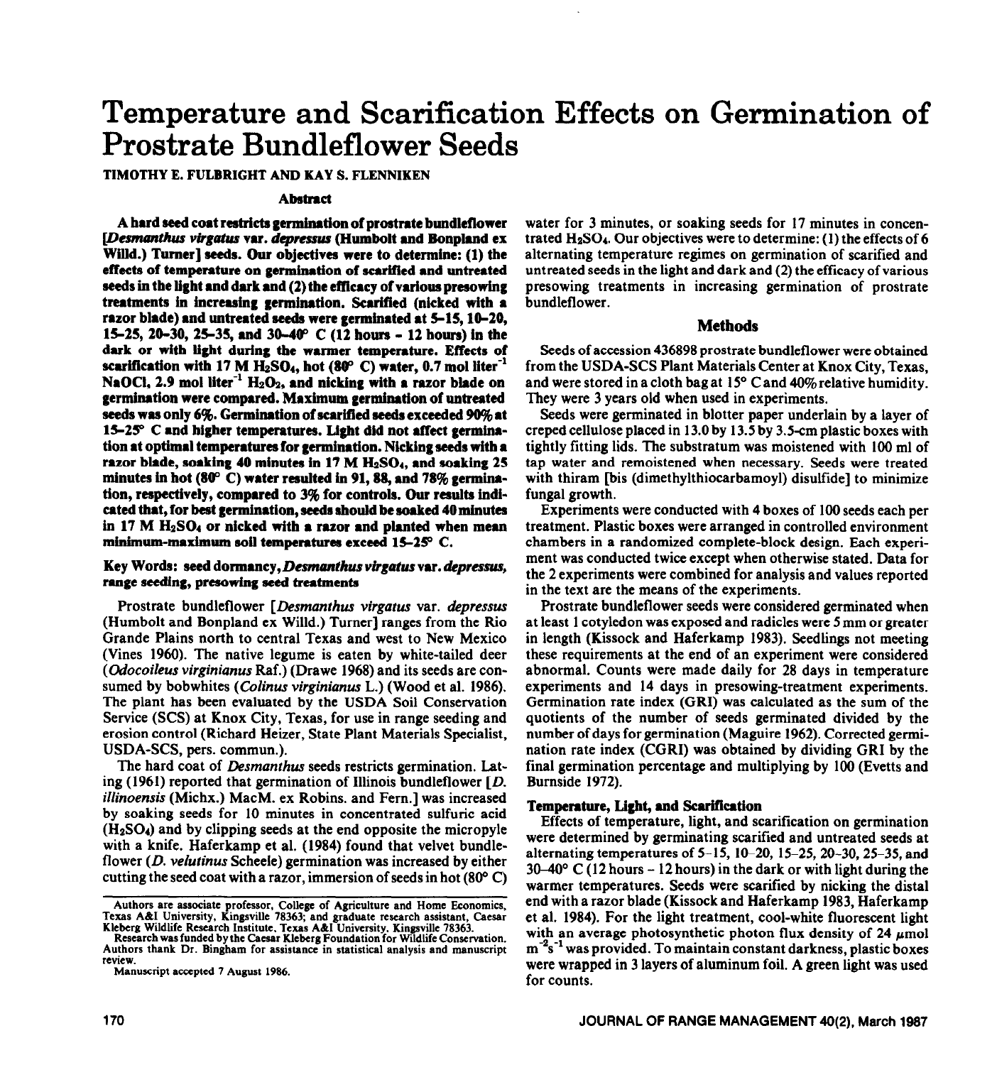// Temperature and Scarification Effects on Germination of Prostrate Bundleflower Seeds

# Temperature and Scarification Effects on Germination of Prostrate Bundleflower Seeds

TIMOTHY E. FULBRIGHT AND KAY S. FLENNIKEN

## Abstract

**A hard seed coat restricts germination of prostrate bundleflower [*Desmanthus virgatus* var. *depressus* (Humbolt and Bonpland ex Willd.) Turner] seeds. Our objectives were to determine: (1) the effects of temperature on germination of scarified and untreated seeds in the light and dark and (2) the efficacy of various presowing treatments in increasing germination. Scarified (nicked with a razor blade) and untreated seeds were germinated at 5–15, 10–20, 15–25, 20–30, 25–35, and 30–40° C (12 hours - 12 hours) in the dark or with light during the warmer temperature. Effects of scarification with 17 M $H_2SO_4$, hot (80° C) water, 0.7 mol liter$^{-1}$ NaOCl, 2.9 mol liter$^{-1}$ $H_2O_2$, and nicking with a razor blade on germination were compared. Maximum germination of untreated seeds was only 6%. Germination of scarified seeds exceeded 90% at 15–25° C and higher temperatures. Light did not affect germination at optimal temperatures for germination. Nicking seeds with a razor blade, soaking 40 minutes in 17 M $H_2SO_4$, and soaking 25 minutes in hot (80° C) water resulted in 91, 88, and 78% germination, respectively, compared to 3% for controls. Our results indicated that, for best germination, seeds should be soaked 40 minutes in 17 M $H_2SO_4$ or nicked with a razor and planted when mean minimum-maximum soil temperatures exceed 15–25° C.**

**Key Words: seed dormancy, *Desmanthus virgatus* var. *depressus*, range seeding, presowing seed treatments**

Prostrate bundleflower [*Desmanthus virgatus* var. *depressus* (Humbolt and Bonpland ex Willd.) Turner] ranges from the Rio Grande Plains north to central Texas and west to New Mexico (Vines 1960). The native legume is eaten by white-tailed deer (*Odocoileus virginianus* Raf.) (Drawe 1968) and its seeds are consumed by bobwhites (*Colinus virginianus* L.) (Wood et al. 1986). The plant has been evaluated by the USDA Soil Conservation Service (SCS) at Knox City, Texas, for use in range seeding and erosion control (Richard Heizer, State Plant Materials Specialist, USDA-SCS, pers. commun.).

The hard coat of *Desmanthus* seeds restricts germination. Lating (1961) reported that germination of Illinois bundleflower [*D. illinoensis* (Michx.) MacM. ex Robins. and Fern.] was increased by soaking seeds for 10 minutes in concentrated sulfuric acid ($H_2SO_4$) and by clipping seeds at the end opposite the micropyle with a knife. Haferkamp et al. (1984) found that velvet bundleflower (*D. velutinus* Scheele) germination was increased by either cutting the seed coat with a razor, immersion of seeds in hot (80° C) water for 3 minutes, or soaking seeds for 17 minutes in concentrated $H_2SO_4$. Our objectives were to determine: (1) the effects of 6 alternating temperature regimes on germination of scarified and untreated seeds in the light and dark and (2) the efficacy of various presowing treatments in increasing germination of prostrate bundleflower.

Authors are associate professor, College of Agriculture and Home Economics, Texas A&I University, Kingsville 78363; and graduate research assistant, Caesar Kleberg Wildlife Research Institute, Texas A&I University, Kingsville 78363.

Research was funded by the Caesar Kleberg Foundation for Wildlife Conservation. Authors thank Dr. Bingham for assistance in statistical analysis and manuscript review.

Manuscript accepted 7 August 1986.

## Methods

Seeds of accession 436898 prostrate bundleflower were obtained from the USDA-SCS Plant Materials Center at Knox City, Texas, and were stored in a cloth bag at 15° C and 40% relative humidity. They were 3 years old when used in experiments.

Seeds were germinated in blotter paper underlain by a layer of creped cellulose placed in 13.0 by 13.5 by 3.5-cm plastic boxes with tightly fitting lids. The substratum was moistened with 100 ml of tap water and remoistened when necessary. Seeds were treated with thiram [bis (dimethylthiocarbamoyl) disulfide] to minimize fungal growth.

Experiments were conducted with 4 boxes of 100 seeds each per treatment. Plastic boxes were arranged in controlled environment chambers in a randomized complete-block design. Each experiment was conducted twice except when otherwise stated. Data for the 2 experiments were combined for analysis and values reported in the text are the means of the experiments.

Prostrate bundleflower seeds were considered germinated when at least 1 cotyledon was exposed and radicles were 5 mm or greater in length (Kissock and Haferkamp 1983). Seedlings not meeting these requirements at the end of an experiment were considered abnormal. Counts were made daily for 28 days in temperature experiments and 14 days in presowing-treatment experiments. Germination rate index (GRI) was calculated as the sum of the quotients of the number of seeds germinated divided by the number of days for germination (Maguire 1962). Corrected germination rate index (CGRI) was obtained by dividing GRI by the final germination percentage and multiplying by 100 (Evetts and Burnside 1972).

### Temperature, Light, and Scarification

Effects of temperature, light, and scarification on germination were determined by germinating scarified and untreated seeds at alternating temperatures of 5–15, 10–20, 15–25, 20–30, 25–35, and 30–40° C (12 hours - 12 hours) in the dark or with light during the warmer temperatures. Seeds were scarified by nicking the distal end with a razor blade (Kissock and Haferkamp 1983, Haferkamp et al. 1984). For the light treatment, cool-white fluorescent light with an average photosynthetic photon flux density of 24 $\mu$mol m$^{-2}$s$^{-1}$ was provided. To maintain constant darkness, plastic boxes were wrapped in 3 layers of aluminum foil. A green light was used for counts.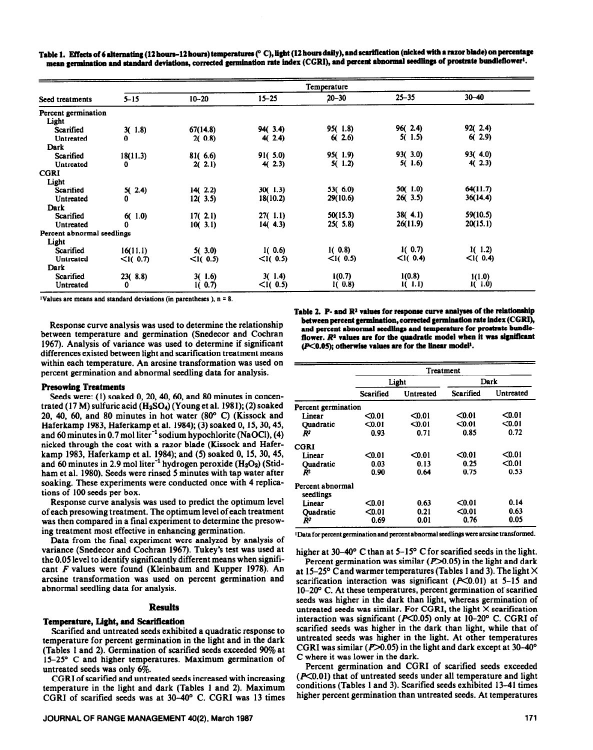Table 1. Effects of 6 alternating (12 hours–12 hours) temperatures (° C), light (12 hours daily), and scarification (nicked with a razor blade) on percentage mean germination and standard deviations, corrected germination rate index (CGRI), and percent abnormal seedlings of prostrate bundleflower[1].

| Seed treatments | Temperature | | | | | |
|---|---|---|---|---|---|---|
| | 5–15 | 10–20 | 15–25 | 20–30 | 25–35 | 30–40 |
| Percent germination | | | | | | |
| Light | | | | | | |
| Scarified | 3( 1.8) | 67(14.8) | 94( 3.4) | 95( 1.8) | 96( 2.4) | 92( 2.4) |
| Untreated | 0 | 2( 0.8) | 4( 2.4) | 6( 2.6) | 5( 1.5) | 6( 2.9) |
| Dark | | | | | | |
| Scarified | 18(11.3) | 81( 6.6) | 91( 5.0) | 95( 1.9) | 93( 3.0) | 93( 4.0) |
| Untreated | 0 | 2( 2.1) | 4( 2.3) | 5( 1.2) | 5( 1.6) | 4( 2.3) |
| CGRI | | | | | | |
| Light | | | | | | |
| Scarified | 5( 2.4) | 14( 2.2) | 30( 1.3) | 53( 6.0) | 50( 1.0) | 64(11.7) |
| Untreated | 0 | 12( 3.5) | 18(10.2) | 29(10.6) | 26( 3.5) | 36(14.4) |
| Dark | | | | | | |
| Scarified | 6( 1.0) | 17( 2.1) | 27( 1.1) | 50(15.3) | 38( 4.1) | 59(10.5) |
| Untreated | 0 | 10( 3.1) | 14( 4.3) | 25( 5.8) | 26(11.9) | 20(15.1) |
| Percent abnormal seedlings | | | | | | |
| Light | | | | | | |
| Scarified | 16(11.1) | 5( 3.0) | 1( 0.6) | 1( 0.8) | 1( 0.7) | 1( 1.2) |
| Untreated | <1( 0.7) | <1( 0.5) | <1( 0.5) | <1( 0.5) | <1( 0.4) | <1( 0.4) |
| Dark | | | | | | |
| Scarified | 23( 8.8) | 3( 1.6) | 3( 1.4) | 1(0.7) | 1(0.8) | 1(1.0) |
| Untreated | 0 | 1( 0.7) | <1( 0.5) | 1( 0.8) | 1( 1.1) | 1( 1.0) |

[1]Values are means and standard deviations (in parentheses), n = 8.

Response curve analysis was used to determine the relationship between temperature and germination (Snedecor and Cochran 1967). Analysis of variance was used to determine if significant differences existed between light and scarification treatment means within each temperature. An arcsine transformation was used on percent germination and abnormal seedling data for analysis.

### Presowing Treatments

Seeds were: (1) soaked 0, 20, 40, 60, and 80 minutes in concentrated (17 M) sulfuric acid ($H_2SO_4$) (Young et al. 1981); (2) soaked 20, 40, 60, and 80 minutes in hot water (80° C) (Kissock and Haferkamp 1983, Haferkamp et al. 1984); (3) soaked 0, 15, 30, 45, and 60 minutes in 0.7 mol liter$^{-1}$ sodium hypochlorite (NaOCl), (4) nicked through the coat with a razor blade (Kissock and Haferkamp 1983, Haferkamp et al. 1984); and (5) soaked 0, 15, 30, 45, and 60 minutes in 2.9 mol liter$^{-1}$ hydrogen peroxide ($H_2O_2$) (Stidham et al. 1980). Seeds were rinsed 5 minutes with tap water after soaking. These experiments were conducted once with 4 replications of 100 seeds per box.

Response curve analysis was used to predict the optimum level of each presowing treatment. The optimum level of each treatment was then compared in a final experiment to determine the presowing treatment most effective in enhancing germination.

Data from the final experiment were analyzed by analysis of variance (Snedecor and Cochran 1967). Tukey's test was used at the 0.05 level to identify significantly different means when significant F values were found (Kleinbaum and Kupper 1978). An arcsine transformation was used on percent germination and abnormal seedling data for analysis.

## Results

### Temperature, Light, and Scarification

Scarified and untreated seeds exhibited a quadratic response to temperature for percent germination in the light and in the dark (Tables 1 and 2). Germination of scarified seeds exceeded 90% at 15–25° C and higher temperatures. Maximum germination of untreated seeds was only 6%.

CGRI of scarified and untreated seeds increased with increasing temperature in the light and dark (Tables 1 and 2). Maximum CGRI of scarified seeds was at 30–40° C. CGRI was 13 times higher at 30–40° C than at 5–15° C for scarified seeds in the light.

Table 2. P- and $R^2$ values for response curve analyses of the relationship between percent germination, corrected germination rate index (CGRI), and percent abnormal seedlings and temperature for prostrate bundleflower. $R^2$ values are for the quadratic model when it was significant ($P<0.05$); otherwise values are for the linear model[1].

| | Treatment | | | |
|---|---|---|---|---|
| | Light | | Dark | |
| | Scarified | Untreated | Scarified | Untreated |
| Percent germination | | | | |
| Linear | <0.01 | <0.01 | <0.01 | <0.01 |
| Quadratic | <0.01 | <0.01 | <0.01 | <0.01 |
| $R^2$ | 0.93 | 0.71 | 0.85 | 0.72 |
| CGRI | | | | |
| Linear | <0.01 | <0.01 | <0.01 | <0.01 |
| Quadratic | 0.03 | 0.13 | 0.25 | <0.01 |
| $R^2$ | 0.90 | 0.64 | 0.75 | 0.53 |
| Percent abnormal seedlings | | | | |
| Linear | <0.01 | 0.63 | <0.01 | 0.14 |
| Quadratic | <0.01 | 0.21 | <0.01 | 0.63 |
| $R^2$ | 0.69 | 0.01 | 0.76 | 0.05 |

[1]Data for percent germination and percent abnormal seedlings were arcsine transformed.

Percent germination was similar ($P>0.05$) in the light and dark at 15–25° C and warmer temperatures (Tables 1 and 3). The light × scarification interaction was significant ($P<0.01$) at 5–15 and 10–20° C. At these temperatures, percent germination of scarified seeds was higher in the dark than light, whereas germination of untreated seeds was similar. For CGRI, the light × scarification interaction was significant ($P<0.05$) only at 10–20° C. CGRI of scarified seeds was higher in the dark than light, while that of untreated seeds was higher in the light. At other temperatures CGRI was similar ($P>0.05$) in the light and dark except at 30–40° C where it was lower in the dark.

Percent germination and CGRI of scarified seeds exceeded ($P<0.01$) that of untreated seeds under all temperature and light conditions (Tables 1 and 3). Scarified seeds exhibited 13–41 times higher percent germination than untreated seeds. At temperatures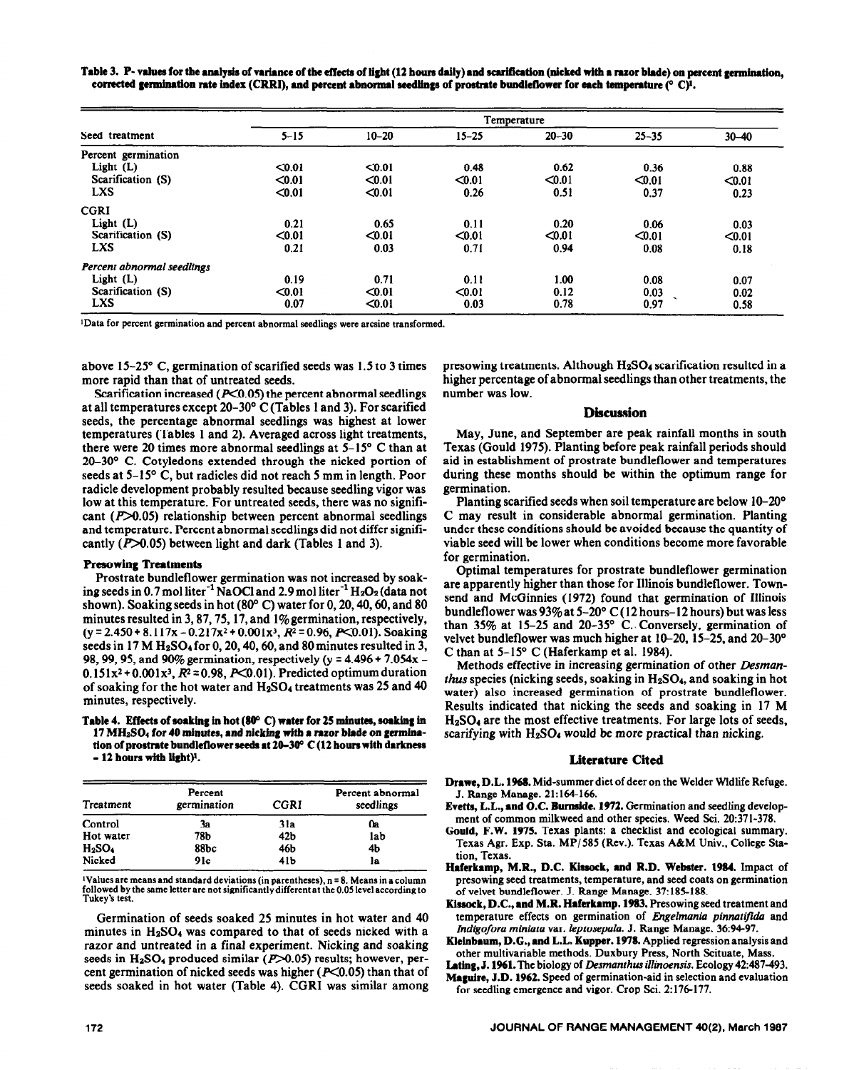**Table 3. P- values for the analysis of variance of the effects of light (12 hours daily) and scarification (nicked with a razor blade) on percent germination, corrected germination rate index (CRRI), and percent abnormal seedlings of prostrate bundleflower for each temperature (° C)[1].**

| Seed treatment | Temperature | | | | | |
|---|---|---|---|---|---|---|
| | 5–15 | 10–20 | 15–25 | 20–30 | 25–35 | 30–40 |
| Percent germination | | | | | | |
| Light (L) | <0.01 | <0.01 | 0.48 | 0.62 | 0.36 | 0.88 |
| Scarification (S) | <0.01 | <0.01 | <0.01 | <0.01 | <0.01 | <0.01 |
| LXS | <0.01 | <0.01 | 0.26 | 0.51 | 0.37 | 0.23 |
| CGRI | | | | | | |
| Light (L) | 0.21 | 0.65 | 0.11 | 0.20 | 0.06 | 0.03 |
| Scarification (S) | <0.01 | <0.01 | <0.01 | <0.01 | <0.01 | <0.01 |
| LXS | 0.21 | 0.03 | 0.71 | 0.94 | 0.08 | 0.18 |
| *Percent abnormal seedlings* | | | | | | |
| Light (L) | 0.19 | 0.71 | 0.11 | 1.00 | 0.08 | 0.07 |
| Scarification (S) | <0.01 | <0.01 | <0.01 | 0.12 | 0.03 | 0.02 |
| LXS | 0.07 | <0.01 | 0.03 | 0.78 | 0.97 | 0.58 |

[1]Data for percent germination and percent abnormal seedlings were arcsine transformed.

above 15–25° C, germination of scarified seeds was 1.5 to 3 times more rapid than that of untreated seeds.

Scarification increased ($P<0.05$) the percent abnormal seedlings at all temperatures except 20–30° C (Tables 1 and 3). For scarified seeds, the percentage abnormal seedlings was highest at lower temperatures (Tables 1 and 2). Averaged across light treatments, there were 20 times more abnormal seedlings at 5–15° C than at 20–30° C. Cotyledons extended through the nicked portion of seeds at 5–15° C, but radicles did not reach 5 mm in length. Poor radicle development probably resulted because seedling vigor was low at this temperature. For untreated seeds, there was no significant ($P>0.05$) relationship between percent abnormal seedlings and temperature. Percent abnormal seedlings did not differ significantly ($P>0.05$) between light and dark (Tables 1 and 3).

### Presowing Treatments

Prostrate bundleflower germination was not increased by soaking seeds in 0.7 mol liter$^{-1}$ NaOCl and 2.9 mol liter$^{-1}$ $H_2O_2$ (data not shown). Soaking seeds in hot (80° C) water for 0, 20, 40, 60, and 80 minutes resulted in 3, 87, 75, 17, and 1% germination, respectively, ($y = 2.450 + 8.117x - 0.217x^2 + 0.001x^3$, $R^2 = 0.96$, $P<0.01$). Soaking seeds in 17 M $H_2SO_4$ for 0, 20, 40, 60, and 80 minutes resulted in 3, 98, 99, 95, and 90% germination, respectively ($y = 4.496 + 7.054x - 0.151x^2 + 0.001x^3$, $R^2 = 0.98$, $P<0.01$). Predicted optimum duration of soaking for the hot water and $H_2SO_4$ treatments was 25 and 40 minutes, respectively.

**Table 4. Effects of soaking in hot (80° C) water for 25 minutes, soaking in 17 M $H_2SO_4$ for 40 minutes, and nicking with a razor blade on germination of prostrate bundleflower seeds at 20–30° C (12 hours with darkness - 12 hours with light)[1].**

| Treatment | Percent germination | CGRI | Percent abnormal seedlings |
|---|---|---|---|
| Control | 3a | 31a | 0a |
| Hot water | 78b | 42b | 1ab |
| $H_2SO_4$ | 88bc | 46b | 4b |
| Nicked | 91c | 41b | 1a |

[1]Values are means and standard deviations (in parentheses), n = 8. Means in a column followed by the same letter are not significantly different at the 0.05 level according to Tukey's test.

Germination of seeds soaked 25 minutes in hot water and 40 minutes in $H_2SO_4$ was compared to that of seeds nicked with a razor and untreated in a final experiment. Nicking and soaking seeds in $H_2SO_4$ produced similar ($P>0.05$) results; however, percent germination of nicked seeds was higher ($P<0.05$) than that of seeds soaked in hot water (Table 4). CGRI was similar among presowing treatments. Although $H_2SO_4$ scarification resulted in a higher percentage of abnormal seedlings than other treatments, the number was low.

## Discussion

May, June, and September are peak rainfall months in south Texas (Gould 1975). Planting before peak rainfall periods should aid in establishment of prostrate bundleflower and temperatures during these months should be within the optimum range for germination.

Planting scarified seeds when soil temperature are below 10–20° C may result in considerable abnormal germination. Planting under these conditions should be avoided because the quantity of viable seed will be lower when conditions become more favorable for germination.

Optimal temperatures for prostrate bundleflower germination are apparently higher than those for Illinois bundleflower. Townsend and McGinnies (1972) found that germination of Illinois bundleflower was 93% at 5–20° C (12 hours–12 hours) but was less than 35% at 15–25 and 20–35° C. Conversely, germination of velvet bundleflower was much higher at 10–20, 15–25, and 20–30° C than at 5–15° C (Haferkamp et al. 1984).

Methods effective in increasing germination of other *Desmanthus* species (nicking seeds, soaking in $H_2SO_4$, and soaking in hot water) also increased germination of prostrate bundleflower. Results indicated that nicking the seeds and soaking in 17 M $H_2SO_4$ are the most effective treatments. For large lots of seeds, scarifying with $H_2SO_4$ would be more practical than nicking.

## Literature Cited

**Drawe, D.L. 1968.** Mid-summer diet of deer on the Welder Wldlife Refuge. J. Range Manage. 21:164-166.

**Evetts, L.L., and O.C. Burnside. 1972.** Germination and seedling development of common milkweed and other species. Weed Sci. 20:371-378.

**Gould, F.W. 1975.** Texas plants: a checklist and ecological summary. Texas Agr. Exp. Sta. MP/585 (Rev.). Texas A&M Univ., College Station, Texas.

**Haferkamp, M.R., D.C. Kissock, and R.D. Webster. 1984.** Impact of presowing seed treatments, temperature, and seed coats on germination of velvet bundleflower. J. Range Manage. 37:185-188.

**Kissock, D.C., and M.R. Haferkamp. 1983.** Presowing seed treatment and temperature effects on germination of *Engelmania pinnatifida* and *Indigofora miniata* var. *leptosepala*. J. Range Manage. 36:94-97.

**Kleinbaum, D.G., and L.L. Kupper. 1978.** Applied regression analysis and other multivariable methods. Duxbury Press, North Scituate, Mass.

**Lating, J. 1961.** The biology of *Desmanthus illinoensis*. Ecology 42:487-493.

**Maguire, J.D. 1962.** Speed of germination-aid in selection and evaluation for seedling emergence and vigor. Crop Sci. 2:176-177.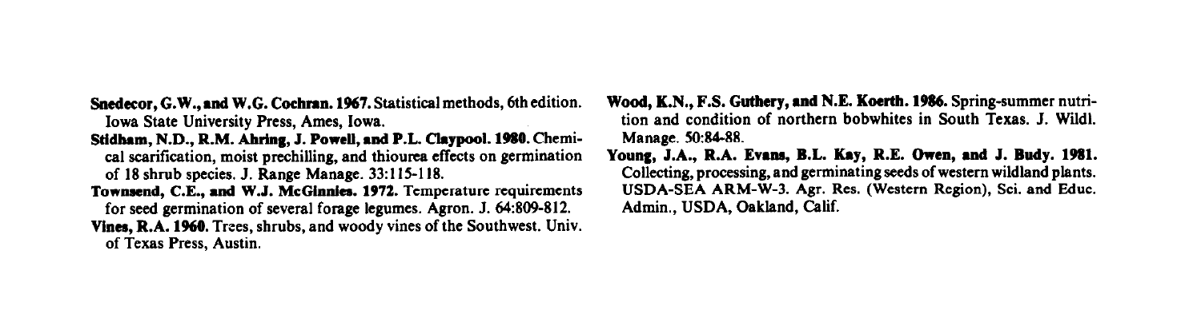**Snedecor, G.W., and W.G. Cochran. 1967.** Statistical methods, 6th edition. Iowa State University Press, Ames, Iowa.

**Stidham, N.D., R.M. Ahring, J. Powell, and P.L. Claypool. 1980.** Chemical scarification, moist prechilling, and thiourea effects on germination of 18 shrub species. J. Range Manage. 33:115-118.

**Townsend, C.E., and W.J. McGinnies. 1972.** Temperature requirements for seed germination of several forage legumes. Agron. J. 64:809-812.

**Vines, R.A. 1960.** Trees, shrubs, and woody vines of the Southwest. Univ. of Texas Press, Austin.

**Wood, K.N., F.S. Guthery, and N.E. Koerth. 1986.** Spring-summer nutrition and condition of northern bobwhites in South Texas. J. Wildl. Manage. 50:84-88.

**Young, J.A., R.A. Evans, B.L. Kay, R.E. Owen, and J. Budy. 1981.** Collecting, processing, and germinating seeds of western wildland plants. USDA-SEA ARM-W-3. Agr. Res. (Western Region), Sci. and Educ. Admin., USDA, Oakland, Calif.